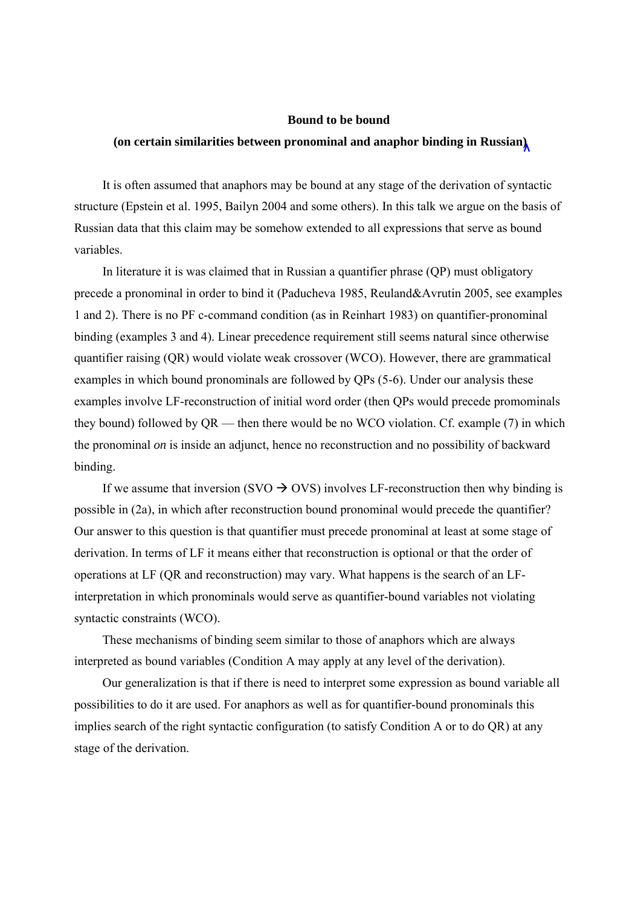**Bound to be bound**

**(on certain similarities between pronominal and anaphor binding in Russian)**

It is often assumed that anaphors may be bound at any stage of the derivation of syntactic structure (Epstein et al. 1995, Bailyn 2004 and some others). In this talk we argue on the basis of Russian data that this claim may be somehow extended to all expressions that serve as bound variables.

In literature it is was claimed that in Russian a quantifier phrase (QP) must obligatory precede a pronominal in order to bind it (Paducheva 1985, Reuland&Avrutin 2005, see examples 1 and 2). There is no PF c-command condition (as in Reinhart 1983) on quantifier-pronominal binding (examples 3 and 4). Linear precedence requirement still seems natural since otherwise quantifier raising (QR) would violate weak crossover (WCO). However, there are grammatical examples in which bound pronominals are followed by QPs (5-6). Under our analysis these examples involve LF-reconstruction of initial word order (then QPs would precede promominals they bound) followed by QR — then there would be no WCO violation. Cf. example (7) in which the pronominal *on* is inside an adjunct, hence no reconstruction and no possibility of backward binding.

If we assume that inversion (SVO → OVS) involves LF-reconstruction then why binding is possible in (2a), in which after reconstruction bound pronominal would precede the quantifier? Our answer to this question is that quantifier must precede pronominal at least at some stage of derivation. In terms of LF it means either that reconstruction is optional or that the order of operations at LF (QR and reconstruction) may vary. What happens is the search of an LF-interpretation in which pronominals would serve as quantifier-bound variables not violating syntactic constraints (WCO).

These mechanisms of binding seem similar to those of anaphors which are always interpreted as bound variables (Condition A may apply at any level of the derivation).

Our generalization is that if there is need to interpret some expression as bound variable all possibilities to do it are used. For anaphors as well as for quantifier-bound pronominals this implies search of the right syntactic configuration (to satisfy Condition A or to do QR) at any stage of the derivation.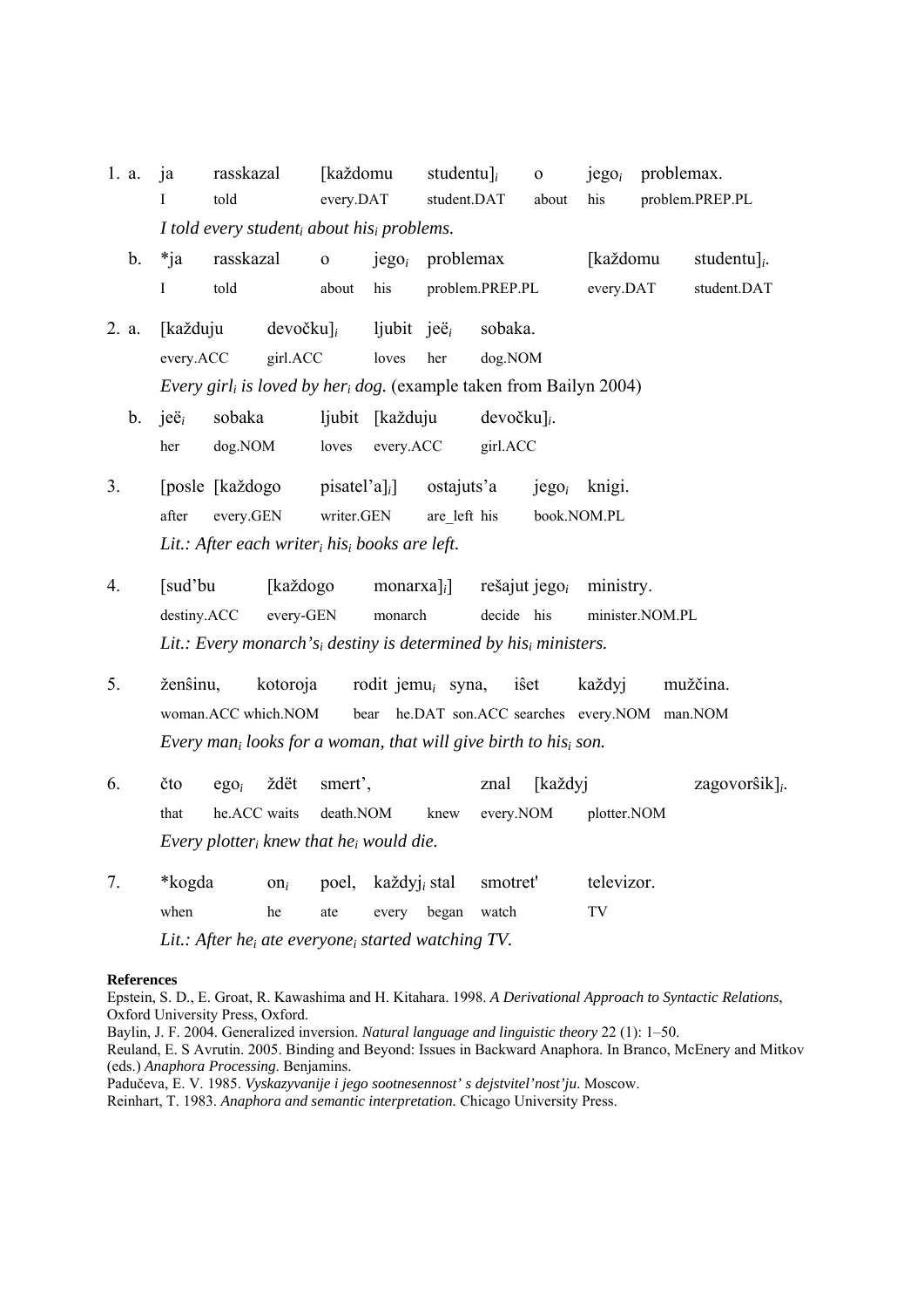1\. a. ja rasskazal [každomu studentu]$_i$ o jego$_i$ problemax.
I told every.DAT student.DAT about his problem.PREP.PL
*I told every student$_i$ about his$_i$ problems.*

b. *ja rasskazal o jego$_i$ problemax [každomu studentu]$_i$.
I told about his problem.PREP.PL every.DAT student.DAT

2\. a. [každuju devočku]$_i$ ljubit jeë$_i$ sobaka.
every.ACC girl.ACC loves her dog.NOM
*Every girl$_i$ is loved by her$_i$ dog.* (example taken from Bailyn 2004)

b. jeë$_i$ sobaka ljubit [každuju devočku]$_i$.
her dog.NOM loves every.ACC girl.ACC

3\. [posle [každogo pisatel'a]$_i$] ostajuts'a jego$_i$ knigi.
after every.GEN writer.GEN are_left his book.NOM.PL
*Lit.: After each writer$_i$ his$_i$ books are left.*

4\. [sud'bu [každogo monarxa]$_i$] rešajut jego$_i$ ministry.
destiny.ACC every-GEN monarch decide his minister.NOM.PL
*Lit.: Every monarch's$_i$ destiny is determined by his$_i$ ministers.*

5\. ženŝinu, kotoroja rodit jemu$_i$ syna, išet každyj mužčina.
woman.ACC which.NOM bear he.DAT son.ACC searches every.NOM man.NOM
*Every man$_i$ looks for a woman, that will give birth to his$_i$ son.*

6\. čto ego$_i$ ždët smert', znal [každyj zagovorŝik]$_i$.
that he.ACC waits death.NOM knew every.NOM plotter.NOM
*Every plotter$_i$ knew that he$_i$ would die.*

7\. *kogda on$_i$ poel, každyj$_i$ stal smotret' televizor.
when he ate every began watch TV
*Lit.: After he$_i$ ate everyone$_i$ started watching TV.*

**References**

Epstein, S. D., E. Groat, R. Kawashima and H. Kitahara. 1998. *A Derivational Approach to Syntactic Relations*, Oxford University Press, Oxford.

Baylin, J. F. 2004. Generalized inversion. *Natural language and linguistic theory* 22 (1): 1–50.

Reuland, E. S Avrutin. 2005. Binding and Beyond: Issues in Backward Anaphora. In Branco, McEnery and Mitkov (eds.) *Anaphora Processing*. Benjamins.

Padučeva, E. V. 1985. *Vyskazyvanije i jego sootnesennost' s dejstvitel'nost'ju*. Moscow.

Reinhart, T. 1983. *Anaphora and semantic interpretation.* Chicago University Press.